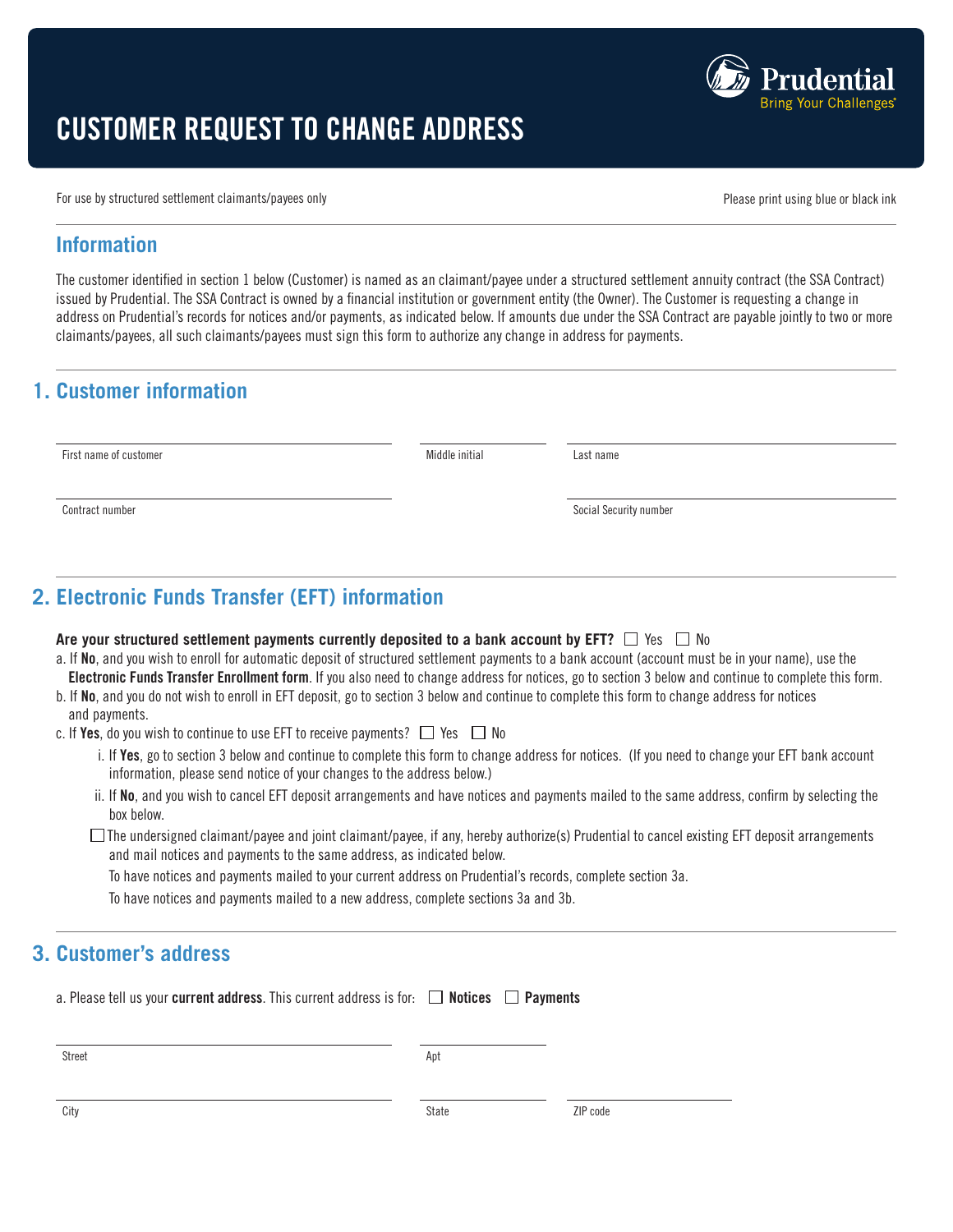# CUSTOMER REQUEST TO CHANGE ADDRESS

Prudential
Bring Your Challenges®

For use by structured settlement claimants/payees only

Please print using blue or black ink

## Information

The customer identified in section 1 below (Customer) is named as an claimant/payee under a structured settlement annuity contract (the SSA Contract) issued by Prudential. The SSA Contract is owned by a financial institution or government entity (the Owner). The Customer is requesting a change in address on Prudential's records for notices and/or payments, as indicated below. If amounts due under the SSA Contract are payable jointly to two or more claimants/payees, all such claimants/payees must sign this form to authorize any change in address for payments.

## 1. Customer information

First name of customer ______________________ Middle initial __________ Last name ______________________

Contract number ______________________ Social Security number ______________________

## 2. Electronic Funds Transfer (EFT) information

**Are your structured settlement payments currently deposited to a bank account by EFT?** ☐ Yes ☐ No

a. If **No**, and you wish to enroll for automatic deposit of structured settlement payments to a bank account (account must be in your name), use the **Electronic Funds Transfer Enrollment form**. If you also need to change address for notices, go to section 3 below and continue to complete this form.

b. If **No**, and you do not wish to enroll in EFT deposit, go to section 3 below and continue to complete this form to change address for notices and payments.

c. If **Yes**, do you wish to continue to use EFT to receive payments? ☐ Yes ☐ No

   i. If **Yes**, go to section 3 below and continue to complete this form to change address for notices. (If you need to change your EFT bank account information, please send notice of your changes to the address below.)

   ii. If **No**, and you wish to cancel EFT deposit arrangements and have notices and payments mailed to the same address, confirm by selecting the box below.

   ☐ The undersigned claimant/payee and joint claimant/payee, if any, hereby authorize(s) Prudential to cancel existing EFT deposit arrangements and mail notices and payments to the same address, as indicated below.

   To have notices and payments mailed to your current address on Prudential's records, complete section 3a.

   To have notices and payments mailed to a new address, complete sections 3a and 3b.

## 3. Customer's address

a. Please tell us your **current address**. This current address is for: ☐ **Notices** ☐ **Payments**

Street ______________________ Apt __________

City ______________________ State __________ ZIP code __________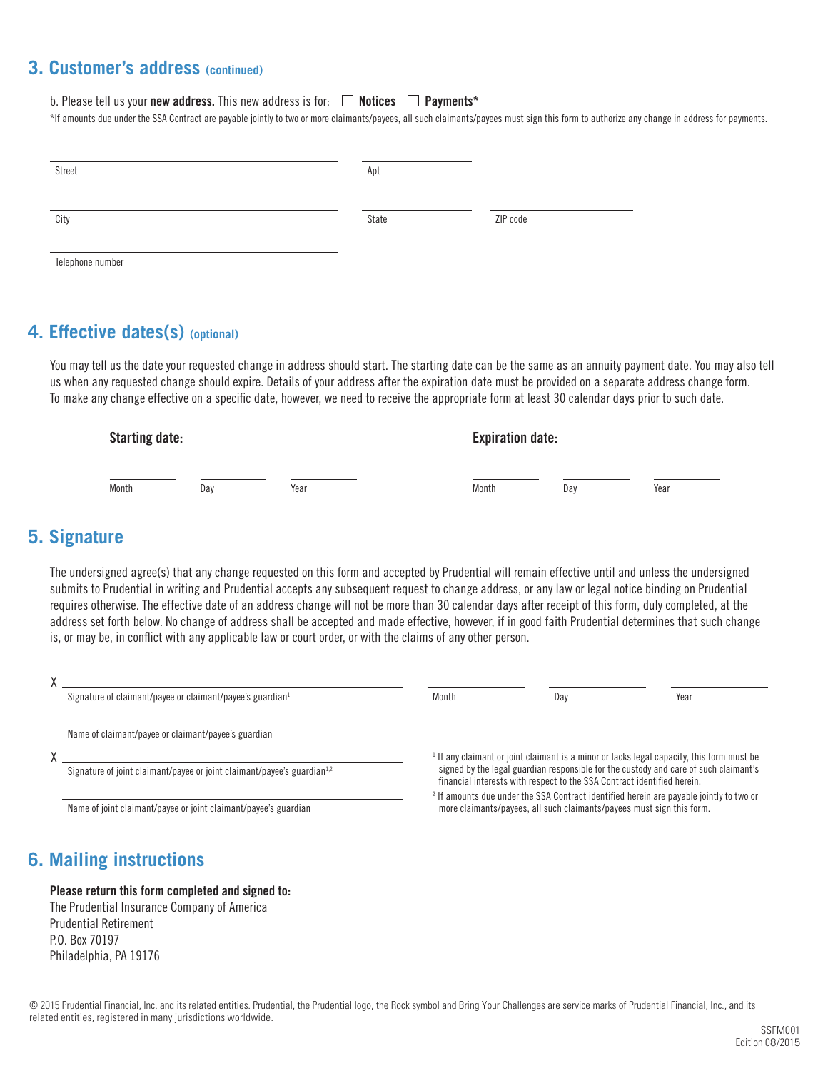## 3. Customer's address (continued)

b. Please tell us your **new address.** This new address is for: ☐ **Notices** ☐ **Payments***

*If amounts due under the SSA Contract are payable jointly to two or more claimants/payees, all such claimants/payees must sign this form to authorize any change in address for payments.

Street _______________ Apt _______________

City _______________ State _______________ ZIP code _______________

Telephone number _______________

## 4. Effective dates(s) (optional)

You may tell us the date your requested change in address should start. The starting date can be the same as an annuity payment date. You may also tell us when any requested change should expire. Details of your address after the expiration date must be provided on a separate address change form. To make any change effective on a specific date, however, we need to receive the appropriate form at least 30 calendar days prior to such date.

**Starting date:**

Month _______ Day _______ Year _______

**Expiration date:**

Month _______ Day _______ Year _______

## 5. Signature

The undersigned agree(s) that any change requested on this form and accepted by Prudential will remain effective until and unless the undersigned submits to Prudential in writing and Prudential accepts any subsequent request to change address, or any law or legal notice binding on Prudential requires otherwise. The effective date of an address change will not be more than 30 calendar days after receipt of this form, duly completed, at the address set forth below. No change of address shall be accepted and made effective, however, if in good faith Prudential determines that such change is, or may be, in conflict with any applicable law or court order, or with the claims of any other person.

X _______________
Signature of claimant/payee or claimant/payee's guardian[1]

Month _______ Day _______ Year _______

_______________
Name of claimant/payee or claimant/payee's guardian

X _______________
Signature of joint claimant/payee or joint claimant/payee's guardian[1,2]

_______________
Name of joint claimant/payee or joint claimant/payee's guardian

[1] If any claimant or joint claimant is a minor or lacks legal capacity, this form must be signed by the legal guardian responsible for the custody and care of such claimant's financial interests with respect to the SSA Contract identified herein.

[2] If amounts due under the SSA Contract identified herein are payable jointly to two or more claimants/payees, all such claimants/payees must sign this form.

## 6. Mailing instructions

**Please return this form completed and signed to:**
The Prudential Insurance Company of America
Prudential Retirement
P.O. Box 70197
Philadelphia, PA 19176

© 2015 Prudential Financial, Inc. and its related entities. Prudential, the Prudential logo, the Rock symbol and Bring Your Challenges are service marks of Prudential Financial, Inc., and its related entities, registered in many jurisdictions worldwide.

SSFM001
Edition 08/2015